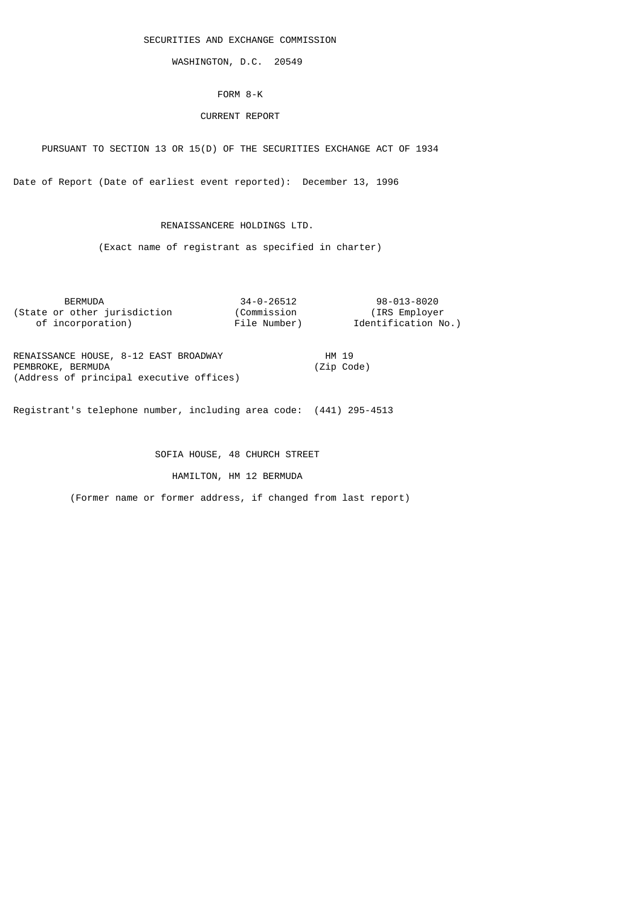SECURITIES AND EXCHANGE COMMISSION

WASHINGTON, D.C. 20549

FORM 8-K

CURRENT REPORT

PURSUANT TO SECTION 13 OR 15(D) OF THE SECURITIES EXCHANGE ACT OF 1934

Date of Report (Date of earliest event reported): December 13, 1996

RENAISSANCERE HOLDINGS LTD.

(Exact name of registrant as specified in charter)

| BERMUDA | 34-0-26512 | 98-013-8020 |
|---|---|---|
| (State or other jurisdiction of incorporation) | (Commission File Number) | (IRS Employer Identification No.) |

| RENAISSANCE HOUSE, 8-12 EAST BROADWAY PEMBROKE, BERMUDA | HM 19 |
|---|---|
| (Address of principal executive offices) | (Zip Code) |

Registrant's telephone number, including area code: (441) 295-4513

SOFIA HOUSE, 48 CHURCH STREET

HAMILTON, HM 12 BERMUDA

(Former name or former address, if changed from last report)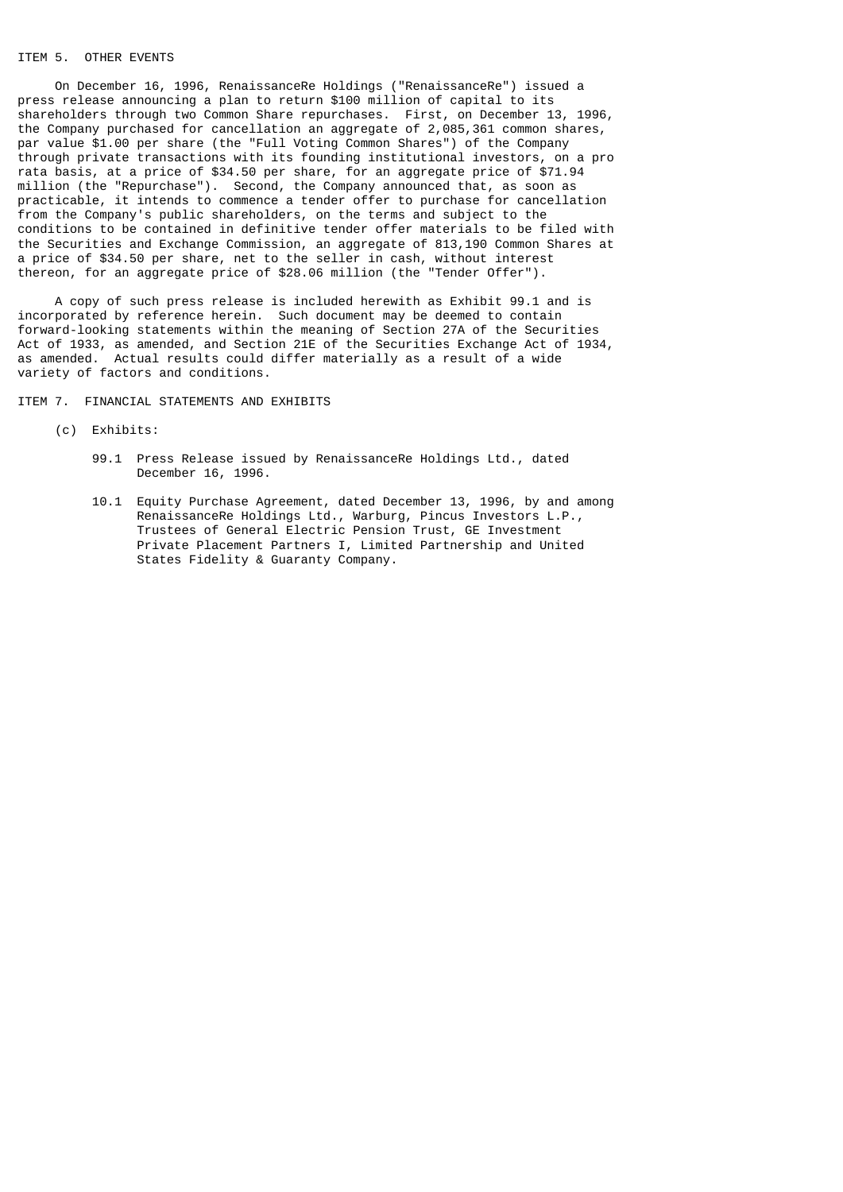## ITEM 5. OTHER EVENTS

On December 16, 1996, RenaissanceRe Holdings ("RenaissanceRe") issued a press release announcing a plan to return $100 million of capital to its shareholders through two Common Share repurchases. First, on December 13, 1996, the Company purchased for cancellation an aggregate of 2,085,361 common shares, par value $1.00 per share (the "Full Voting Common Shares") of the Company through private transactions with its founding institutional investors, on a pro rata basis, at a price of $34.50 per share, for an aggregate price of $71.94 million (the "Repurchase"). Second, the Company announced that, as soon as practicable, it intends to commence a tender offer to purchase for cancellation from the Company's public shareholders, on the terms and subject to the conditions to be contained in definitive tender offer materials to be filed with the Securities and Exchange Commission, an aggregate of 813,190 Common Shares at a price of $34.50 per share, net to the seller in cash, without interest thereon, for an aggregate price of $28.06 million (the "Tender Offer").

A copy of such press release is included herewith as Exhibit 99.1 and is incorporated by reference herein. Such document may be deemed to contain forward-looking statements within the meaning of Section 27A of the Securities Act of 1933, as amended, and Section 21E of the Securities Exchange Act of 1934, as amended. Actual results could differ materially as a result of a wide variety of factors and conditions.

## ITEM 7. FINANCIAL STATEMENTS AND EXHIBITS

(c) Exhibits:

- 99.1 Press Release issued by RenaissanceRe Holdings Ltd., dated December 16, 1996.

- 10.1 Equity Purchase Agreement, dated December 13, 1996, by and among RenaissanceRe Holdings Ltd., Warburg, Pincus Investors L.P., Trustees of General Electric Pension Trust, GE Investment Private Placement Partners I, Limited Partnership and United States Fidelity & Guaranty Company.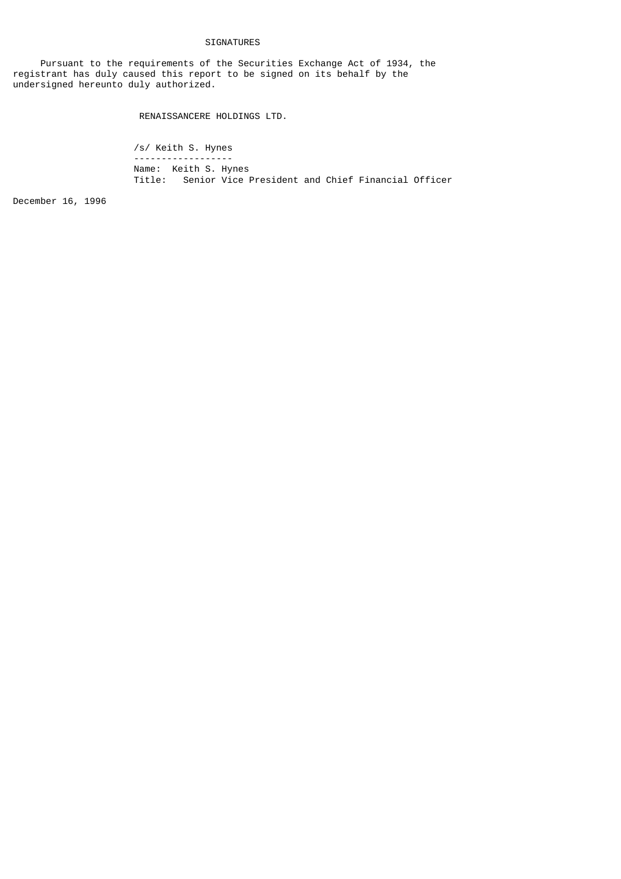# SIGNATURES

Pursuant to the requirements of the Securities Exchange Act of 1934, the registrant has duly caused this report to be signed on its behalf by the undersigned hereunto duly authorized.

RENAISSANCERE HOLDINGS LTD.

/s/ Keith S. Hynes

------------------

Name: Keith S. Hynes

Title: Senior Vice President and Chief Financial Officer

December 16, 1996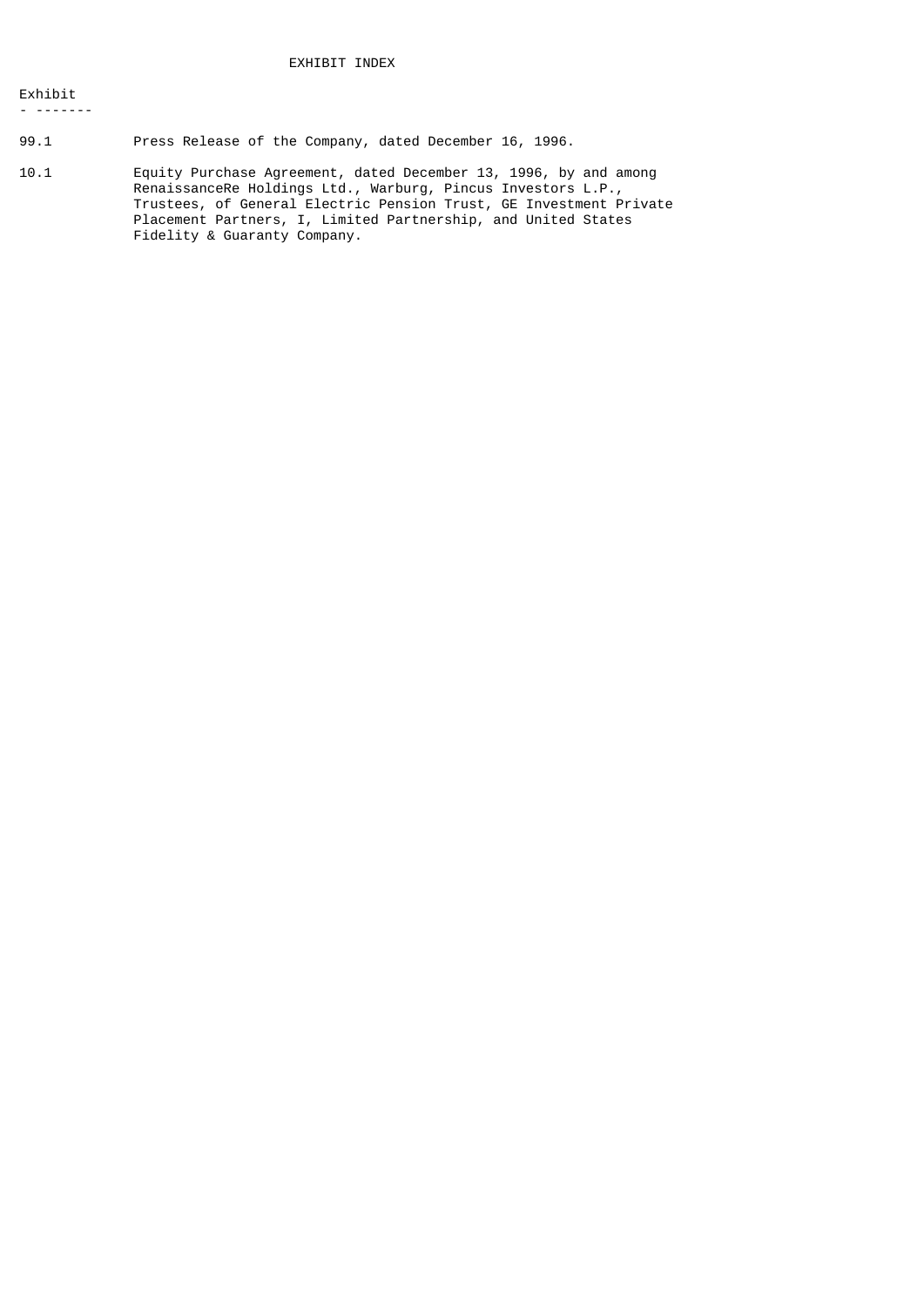EXHIBIT INDEX

| Exhibit | |
|---|---|
| 99.1 | Press Release of the Company, dated December 16, 1996. |
| 10.1 | Equity Purchase Agreement, dated December 13, 1996, by and among RenaissanceRe Holdings Ltd., Warburg, Pincus Investors L.P., Trustees, of General Electric Pension Trust, GE Investment Private Placement Partners, I, Limited Partnership, and United States Fidelity & Guaranty Company. |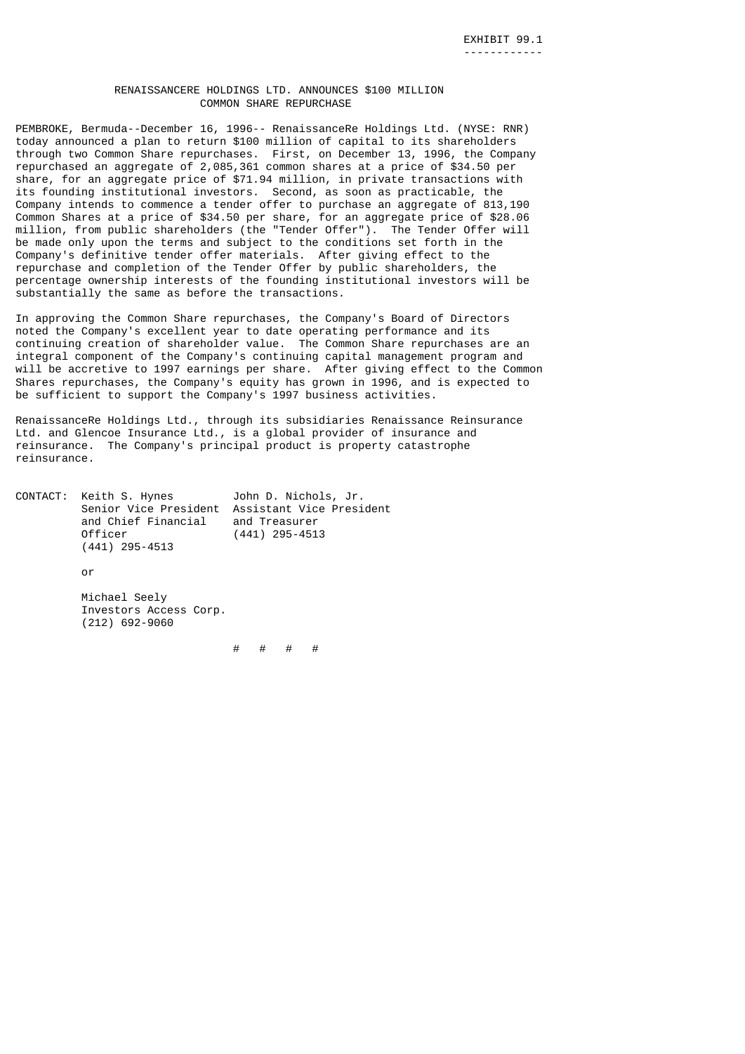EXHIBIT 99.1

# RENAISSANCERE HOLDINGS LTD. ANNOUNCES $100 MILLION COMMON SHARE REPURCHASE

PEMBROKE, Bermuda--December 16, 1996-- RenaissanceRe Holdings Ltd. (NYSE: RNR) today announced a plan to return $100 million of capital to its shareholders through two Common Share repurchases. First, on December 13, 1996, the Company repurchased an aggregate of 2,085,361 common shares at a price of $34.50 per share, for an aggregate price of $71.94 million, in private transactions with its founding institutional investors. Second, as soon as practicable, the Company intends to commence a tender offer to purchase an aggregate of 813,190 Common Shares at a price of $34.50 per share, for an aggregate price of $28.06 million, from public shareholders (the "Tender Offer"). The Tender Offer will be made only upon the terms and subject to the conditions set forth in the Company's definitive tender offer materials. After giving effect to the repurchase and completion of the Tender Offer by public shareholders, the percentage ownership interests of the founding institutional investors will be substantially the same as before the transactions.

In approving the Common Share repurchases, the Company's Board of Directors noted the Company's excellent year to date operating performance and its continuing creation of shareholder value. The Common Share repurchases are an integral component of the Company's continuing capital management program and will be accretive to 1997 earnings per share. After giving effect to the Common Shares repurchases, the Company's equity has grown in 1996, and is expected to be sufficient to support the Company's 1997 business activities.

RenaissanceRe Holdings Ltd., through its subsidiaries Renaissance Reinsurance Ltd. and Glencoe Insurance Ltd., is a global provider of insurance and reinsurance. The Company's principal product is property catastrophe reinsurance.

| CONTACT: | Keith S. Hynes | John D. Nichols, Jr. |
|---|---|---|
| | Senior Vice President and Chief Financial Officer | Assistant Vice President and Treasurer |
| | (441) 295-4513 | (441) 295-4513 |

or

Michael Seely
Investors Access Corp.
(212) 692-9060

# # # #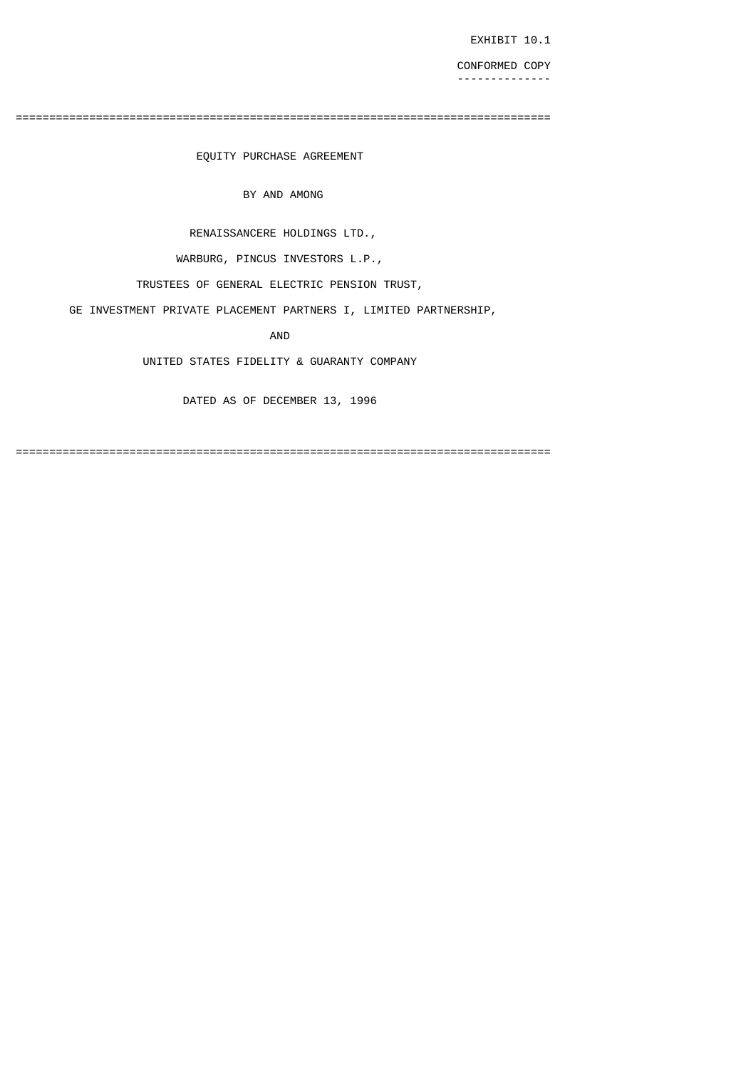EXHIBIT 10.1

CONFORMED COPY

---

# EQUITY PURCHASE AGREEMENT

BY AND AMONG

RENAISSANCERE HOLDINGS LTD.,

WARBURG, PINCUS INVESTORS L.P.,

TRUSTEES OF GENERAL ELECTRIC PENSION TRUST,

GE INVESTMENT PRIVATE PLACEMENT PARTNERS I, LIMITED PARTNERSHIP,

AND

UNITED STATES FIDELITY & GUARANTY COMPANY

DATED AS OF DECEMBER 13, 1996

---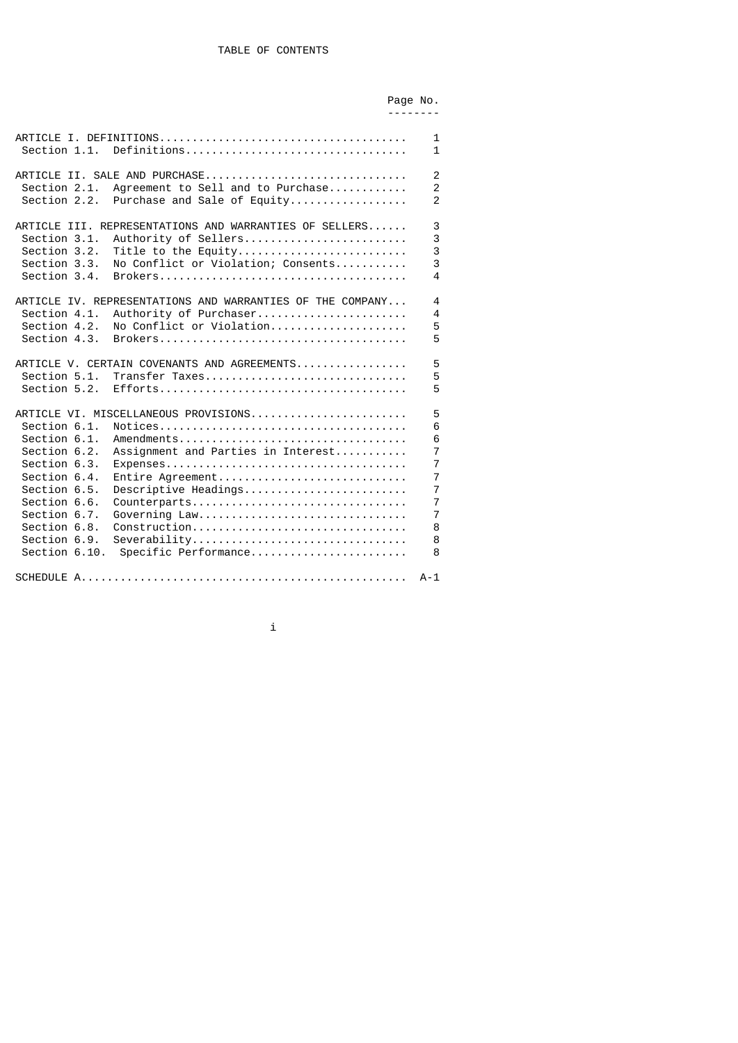# TABLE OF CONTENTS

| | Page No. |
|---|---|
| ARTICLE I. DEFINITIONS | 1 |
| Section 1.1. Definitions | 1 |
| ARTICLE II. SALE AND PURCHASE | 2 |
| Section 2.1. Agreement to Sell and to Purchase | 2 |
| Section 2.2. Purchase and Sale of Equity | 2 |
| ARTICLE III. REPRESENTATIONS AND WARRANTIES OF SELLERS | 3 |
| Section 3.1. Authority of Sellers | 3 |
| Section 3.2. Title to the Equity | 3 |
| Section 3.3. No Conflict or Violation; Consents | 3 |
| Section 3.4. Brokers | 4 |
| ARTICLE IV. REPRESENTATIONS AND WARRANTIES OF THE COMPANY | 4 |
| Section 4.1. Authority of Purchaser | 4 |
| Section 4.2. No Conflict or Violation | 5 |
| Section 4.3. Brokers | 5 |
| ARTICLE V. CERTAIN COVENANTS AND AGREEMENTS | 5 |
| Section 5.1. Transfer Taxes | 5 |
| Section 5.2. Efforts | 5 |
| ARTICLE VI. MISCELLANEOUS PROVISIONS | 5 |
| Section 6.1. Notices | 6 |
| Section 6.1. Amendments | 6 |
| Section 6.2. Assignment and Parties in Interest | 7 |
| Section 6.3. Expenses | 7 |
| Section 6.4. Entire Agreement | 7 |
| Section 6.5. Descriptive Headings | 7 |
| Section 6.6. Counterparts | 7 |
| Section 6.7. Governing Law | 7 |
| Section 6.8. Construction | 8 |
| Section 6.9. Severability | 8 |
| Section 6.10. Specific Performance | 8 |
| SCHEDULE A | A-1 |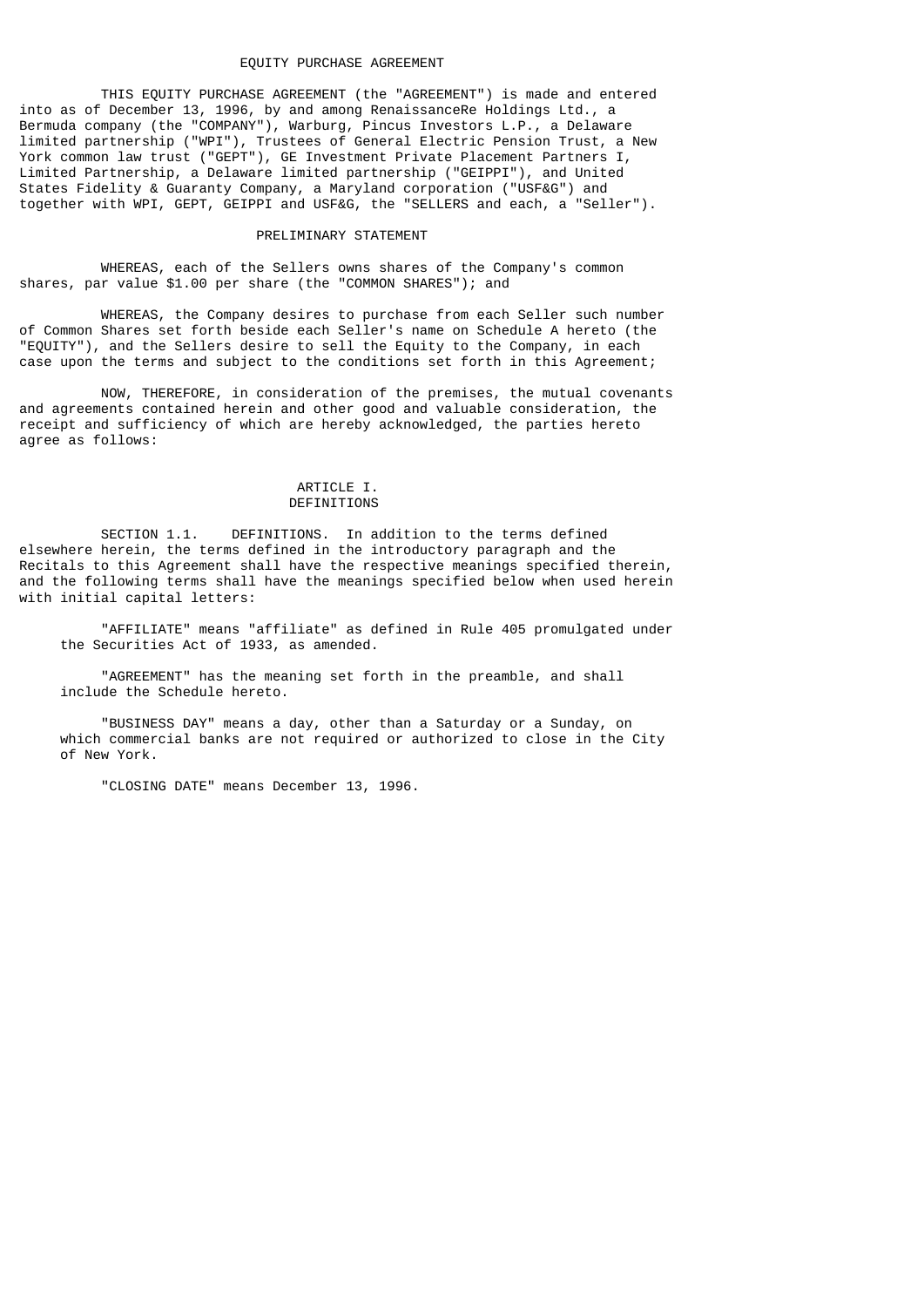# EQUITY PURCHASE AGREEMENT

THIS EQUITY PURCHASE AGREEMENT (the "AGREEMENT") is made and entered into as of December 13, 1996, by and among RenaissanceRe Holdings Ltd., a Bermuda company (the "COMPANY"), Warburg, Pincus Investors L.P., a Delaware limited partnership ("WPI"), Trustees of General Electric Pension Trust, a New York common law trust ("GEPT"), GE Investment Private Placement Partners I, Limited Partnership, a Delaware limited partnership ("GEIPPI"), and United States Fidelity & Guaranty Company, a Maryland corporation ("USF&G") and together with WPI, GEPT, GEIPPI and USF&G, the "SELLERS and each, a "Seller").

## PRELIMINARY STATEMENT

WHEREAS, each of the Sellers owns shares of the Company's common shares, par value $1.00 per share (the "COMMON SHARES"); and

WHEREAS, the Company desires to purchase from each Seller such number of Common Shares set forth beside each Seller's name on Schedule A hereto (the "EQUITY"), and the Sellers desire to sell the Equity to the Company, in each case upon the terms and subject to the conditions set forth in this Agreement;

NOW, THEREFORE, in consideration of the premises, the mutual covenants and agreements contained herein and other good and valuable consideration, the receipt and sufficiency of which are hereby acknowledged, the parties hereto agree as follows:

## ARTICLE I.
## DEFINITIONS

SECTION 1.1. DEFINITIONS. In addition to the terms defined elsewhere herein, the terms defined in the introductory paragraph and the Recitals to this Agreement shall have the respective meanings specified therein, and the following terms shall have the meanings specified below when used herein with initial capital letters:

"AFFILIATE" means "affiliate" as defined in Rule 405 promulgated under the Securities Act of 1933, as amended.

"AGREEMENT" has the meaning set forth in the preamble, and shall include the Schedule hereto.

"BUSINESS DAY" means a day, other than a Saturday or a Sunday, on which commercial banks are not required or authorized to close in the City of New York.

"CLOSING DATE" means December 13, 1996.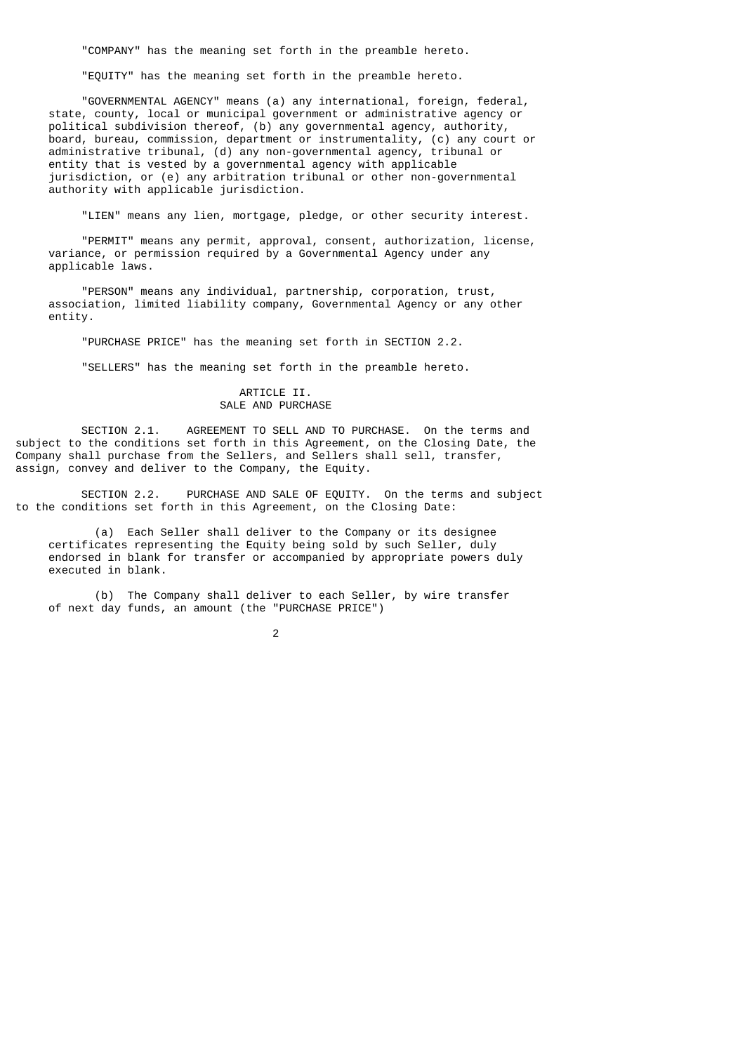"COMPANY" has the meaning set forth in the preamble hereto.

"EQUITY" has the meaning set forth in the preamble hereto.

"GOVERNMENTAL AGENCY" means (a) any international, foreign, federal, state, county, local or municipal government or administrative agency or political subdivision thereof, (b) any governmental agency, authority, board, bureau, commission, department or instrumentality, (c) any court or administrative tribunal, (d) any non-governmental agency, tribunal or entity that is vested by a governmental agency with applicable jurisdiction, or (e) any arbitration tribunal or other non-governmental authority with applicable jurisdiction.

"LIEN" means any lien, mortgage, pledge, or other security interest.

"PERMIT" means any permit, approval, consent, authorization, license, variance, or permission required by a Governmental Agency under any applicable laws.

"PERSON" means any individual, partnership, corporation, trust, association, limited liability company, Governmental Agency or any other entity.

"PURCHASE PRICE" has the meaning set forth in SECTION 2.2.

"SELLERS" has the meaning set forth in the preamble hereto.

## ARTICLE II.
## SALE AND PURCHASE

SECTION 2.1. AGREEMENT TO SELL AND TO PURCHASE. On the terms and subject to the conditions set forth in this Agreement, on the Closing Date, the Company shall purchase from the Sellers, and Sellers shall sell, transfer, assign, convey and deliver to the Company, the Equity.

SECTION 2.2. PURCHASE AND SALE OF EQUITY. On the terms and subject to the conditions set forth in this Agreement, on the Closing Date:

(a) Each Seller shall deliver to the Company or its designee certificates representing the Equity being sold by such Seller, duly endorsed in blank for transfer or accompanied by appropriate powers duly executed in blank.

(b) The Company shall deliver to each Seller, by wire transfer of next day funds, an amount (the "PURCHASE PRICE")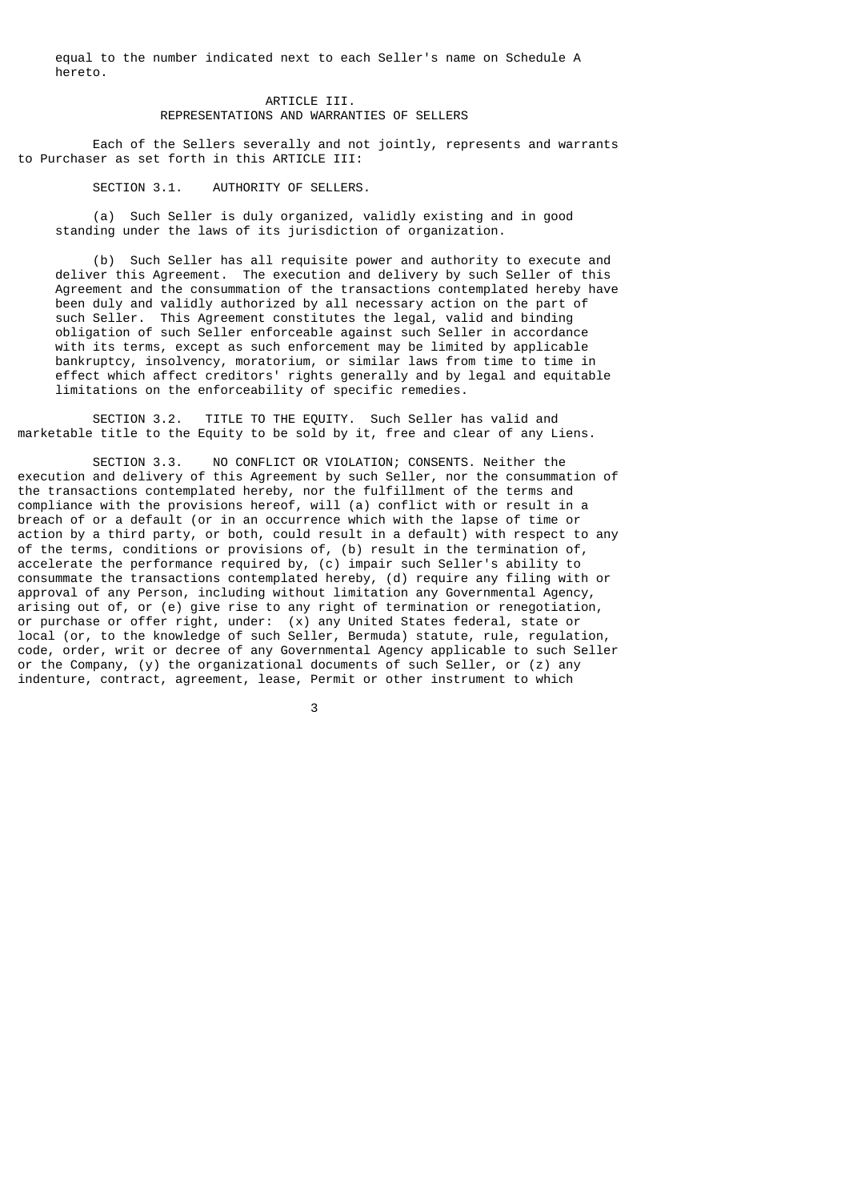equal to the number indicated next to each Seller's name on Schedule A hereto.

## ARTICLE III.
## REPRESENTATIONS AND WARRANTIES OF SELLERS

Each of the Sellers severally and not jointly, represents and warrants to Purchaser as set forth in this ARTICLE III:

SECTION 3.1. AUTHORITY OF SELLERS.

(a) Such Seller is duly organized, validly existing and in good standing under the laws of its jurisdiction of organization.

(b) Such Seller has all requisite power and authority to execute and deliver this Agreement. The execution and delivery by such Seller of this Agreement and the consummation of the transactions contemplated hereby have been duly and validly authorized by all necessary action on the part of such Seller. This Agreement constitutes the legal, valid and binding obligation of such Seller enforceable against such Seller in accordance with its terms, except as such enforcement may be limited by applicable bankruptcy, insolvency, moratorium, or similar laws from time to time in effect which affect creditors' rights generally and by legal and equitable limitations on the enforceability of specific remedies.

SECTION 3.2. TITLE TO THE EQUITY. Such Seller has valid and marketable title to the Equity to be sold by it, free and clear of any Liens.

SECTION 3.3. NO CONFLICT OR VIOLATION; CONSENTS. Neither the execution and delivery of this Agreement by such Seller, nor the consummation of the transactions contemplated hereby, nor the fulfillment of the terms and compliance with the provisions hereof, will (a) conflict with or result in a breach of or a default (or in an occurrence which with the lapse of time or action by a third party, or both, could result in a default) with respect to any of the terms, conditions or provisions of, (b) result in the termination of, accelerate the performance required by, (c) impair such Seller's ability to consummate the transactions contemplated hereby, (d) require any filing with or approval of any Person, including without limitation any Governmental Agency, arising out of, or (e) give rise to any right of termination or renegotiation, or purchase or offer right, under: (x) any United States federal, state or local (or, to the knowledge of such Seller, Bermuda) statute, rule, regulation, code, order, writ or decree of any Governmental Agency applicable to such Seller or the Company, (y) the organizational documents of such Seller, or (z) any indenture, contract, agreement, lease, Permit or other instrument to which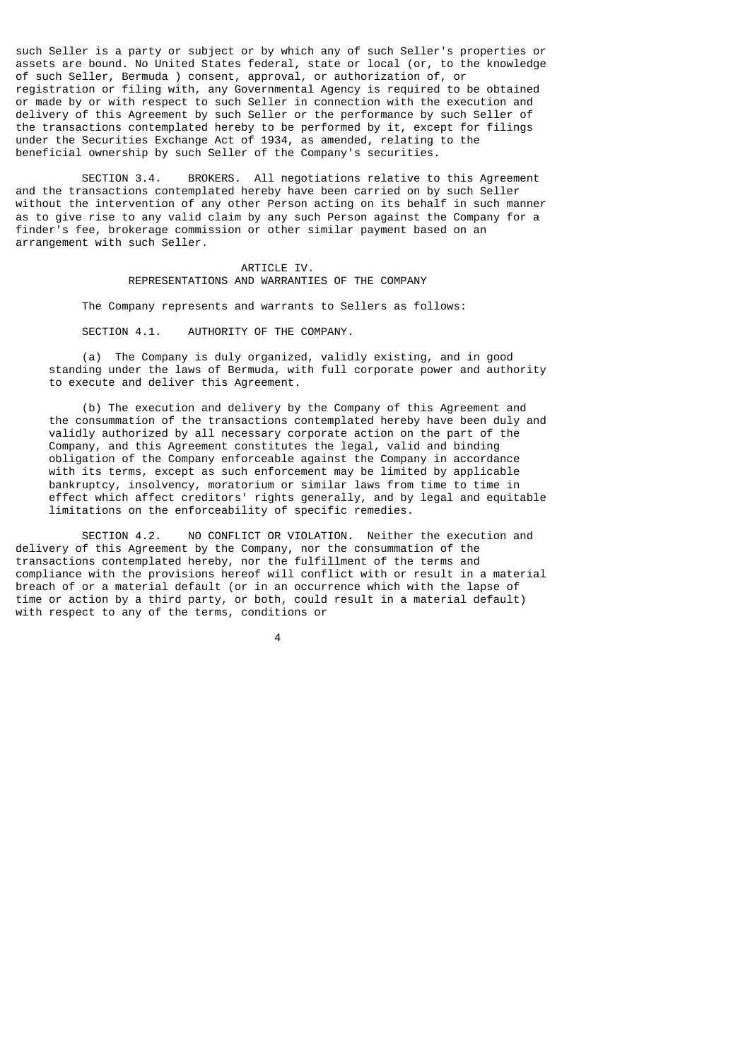such Seller is a party or subject or by which any of such Seller's properties or assets are bound. No United States federal, state or local (or, to the knowledge of such Seller, Bermuda ) consent, approval, or authorization of, or registration or filing with, any Governmental Agency is required to be obtained or made by or with respect to such Seller in connection with the execution and delivery of this Agreement by such Seller or the performance by such Seller of the transactions contemplated hereby to be performed by it, except for filings under the Securities Exchange Act of 1934, as amended, relating to the beneficial ownership by such Seller of the Company's securities.

SECTION 3.4. BROKERS. All negotiations relative to this Agreement and the transactions contemplated hereby have been carried on by such Seller without the intervention of any other Person acting on its behalf in such manner as to give rise to any valid claim by any such Person against the Company for a finder's fee, brokerage commission or other similar payment based on an arrangement with such Seller.

## ARTICLE IV.
## REPRESENTATIONS AND WARRANTIES OF THE COMPANY

The Company represents and warrants to Sellers as follows:

SECTION 4.1. AUTHORITY OF THE COMPANY.

(a) The Company is duly organized, validly existing, and in good standing under the laws of Bermuda, with full corporate power and authority to execute and deliver this Agreement.

(b) The execution and delivery by the Company of this Agreement and the consummation of the transactions contemplated hereby have been duly and validly authorized by all necessary corporate action on the part of the Company, and this Agreement constitutes the legal, valid and binding obligation of the Company enforceable against the Company in accordance with its terms, except as such enforcement may be limited by applicable bankruptcy, insolvency, moratorium or similar laws from time to time in effect which affect creditors' rights generally, and by legal and equitable limitations on the enforceability of specific remedies.

SECTION 4.2. NO CONFLICT OR VIOLATION. Neither the execution and delivery of this Agreement by the Company, nor the consummation of the transactions contemplated hereby, nor the fulfillment of the terms and compliance with the provisions hereof will conflict with or result in a material breach of or a material default (or in an occurrence which with the lapse of time or action by a third party, or both, could result in a material default) with respect to any of the terms, conditions or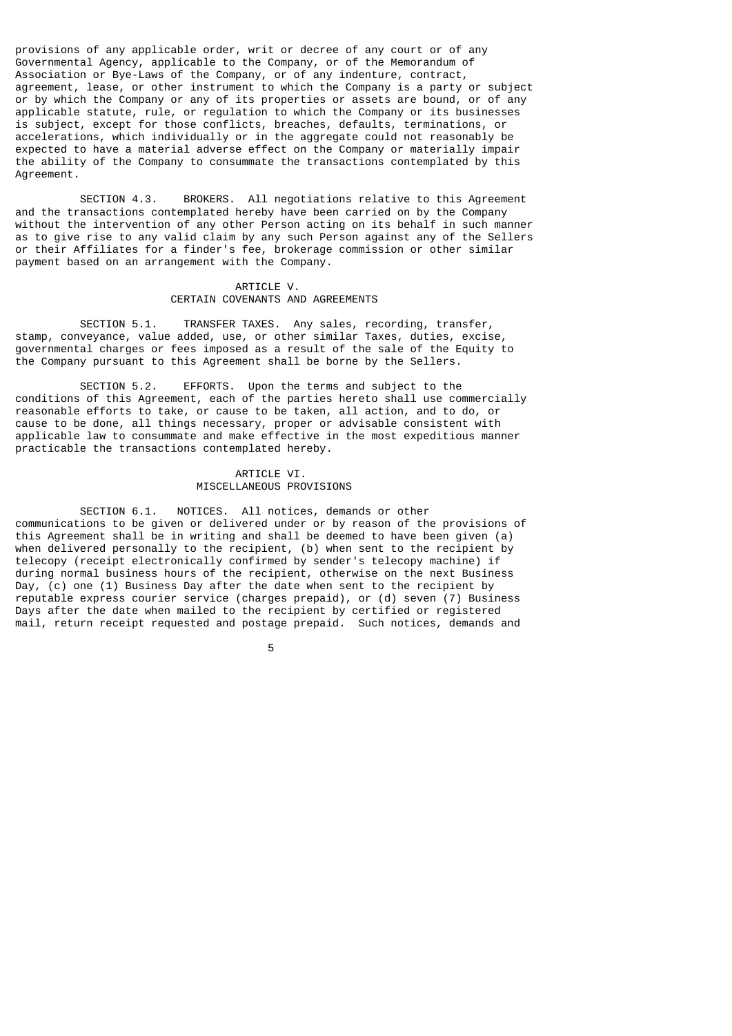provisions of any applicable order, writ or decree of any court or of any Governmental Agency, applicable to the Company, or of the Memorandum of Association or Bye-Laws of the Company, or of any indenture, contract, agreement, lease, or other instrument to which the Company is a party or subject or by which the Company or any of its properties or assets are bound, or of any applicable statute, rule, or regulation to which the Company or its businesses is subject, except for those conflicts, breaches, defaults, terminations, or accelerations, which individually or in the aggregate could not reasonably be expected to have a material adverse effect on the Company or materially impair the ability of the Company to consummate the transactions contemplated by this Agreement.

SECTION 4.3. BROKERS. All negotiations relative to this Agreement and the transactions contemplated hereby have been carried on by the Company without the intervention of any other Person acting on its behalf in such manner as to give rise to any valid claim by any such Person against any of the Sellers or their Affiliates for a finder's fee, brokerage commission or other similar payment based on an arrangement with the Company.

## ARTICLE V.
## CERTAIN COVENANTS AND AGREEMENTS

SECTION 5.1. TRANSFER TAXES. Any sales, recording, transfer, stamp, conveyance, value added, use, or other similar Taxes, duties, excise, governmental charges or fees imposed as a result of the sale of the Equity to the Company pursuant to this Agreement shall be borne by the Sellers.

SECTION 5.2. EFFORTS. Upon the terms and subject to the conditions of this Agreement, each of the parties hereto shall use commercially reasonable efforts to take, or cause to be taken, all action, and to do, or cause to be done, all things necessary, proper or advisable consistent with applicable law to consummate and make effective in the most expeditious manner practicable the transactions contemplated hereby.

## ARTICLE VI.
## MISCELLANEOUS PROVISIONS

SECTION 6.1. NOTICES. All notices, demands or other communications to be given or delivered under or by reason of the provisions of this Agreement shall be in writing and shall be deemed to have been given (a) when delivered personally to the recipient, (b) when sent to the recipient by telecopy (receipt electronically confirmed by sender's telecopy machine) if during normal business hours of the recipient, otherwise on the next Business Day, (c) one (1) Business Day after the date when sent to the recipient by reputable express courier service (charges prepaid), or (d) seven (7) Business Days after the date when mailed to the recipient by certified or registered mail, return receipt requested and postage prepaid. Such notices, demands and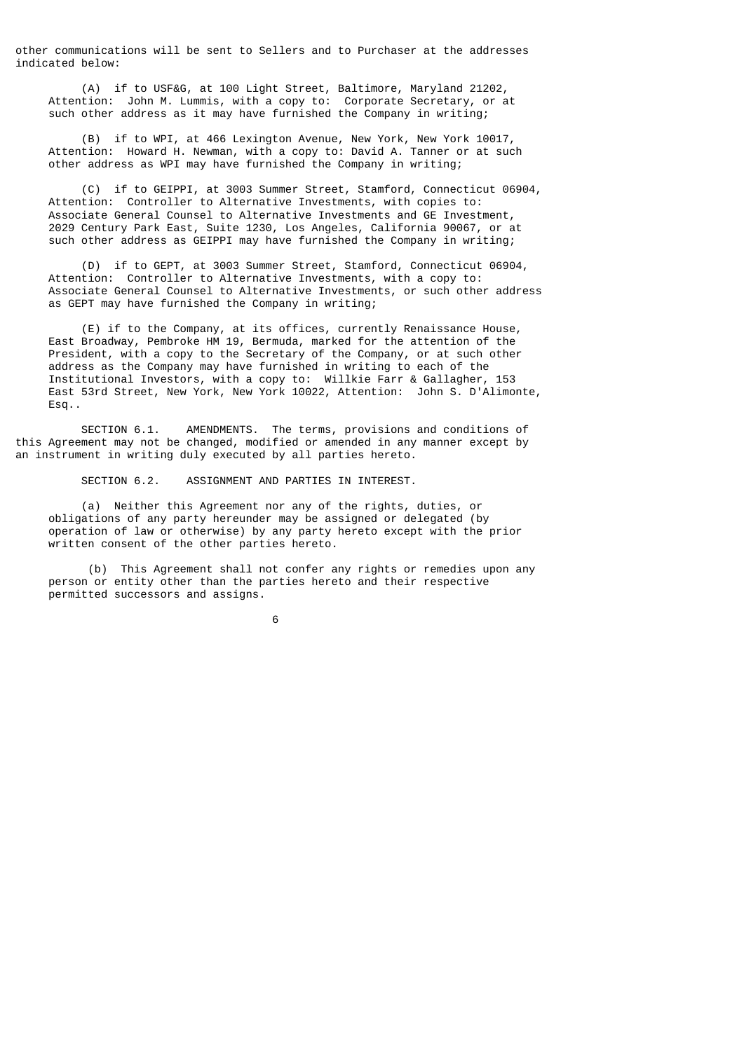other communications will be sent to Sellers and to Purchaser at the addresses indicated below:

(A) if to USF&G, at 100 Light Street, Baltimore, Maryland 21202, Attention: John M. Lummis, with a copy to: Corporate Secretary, or at such other address as it may have furnished the Company in writing;

(B) if to WPI, at 466 Lexington Avenue, New York, New York 10017, Attention: Howard H. Newman, with a copy to: David A. Tanner or at such other address as WPI may have furnished the Company in writing;

(C) if to GEIPPI, at 3003 Summer Street, Stamford, Connecticut 06904, Attention: Controller to Alternative Investments, with copies to: Associate General Counsel to Alternative Investments and GE Investment, 2029 Century Park East, Suite 1230, Los Angeles, California 90067, or at such other address as GEIPPI may have furnished the Company in writing;

(D) if to GEPT, at 3003 Summer Street, Stamford, Connecticut 06904, Attention: Controller to Alternative Investments, with a copy to: Associate General Counsel to Alternative Investments, or such other address as GEPT may have furnished the Company in writing;

(E) if to the Company, at its offices, currently Renaissance House, East Broadway, Pembroke HM 19, Bermuda, marked for the attention of the President, with a copy to the Secretary of the Company, or at such other address as the Company may have furnished in writing to each of the Institutional Investors, with a copy to: Willkie Farr & Gallagher, 153 East 53rd Street, New York, New York 10022, Attention: John S. D'Alimonte, Esq..

SECTION 6.1. AMENDMENTS. The terms, provisions and conditions of this Agreement may not be changed, modified or amended in any manner except by an instrument in writing duly executed by all parties hereto.

SECTION 6.2. ASSIGNMENT AND PARTIES IN INTEREST.

(a) Neither this Agreement nor any of the rights, duties, or obligations of any party hereunder may be assigned or delegated (by operation of law or otherwise) by any party hereto except with the prior written consent of the other parties hereto.

(b) This Agreement shall not confer any rights or remedies upon any person or entity other than the parties hereto and their respective permitted successors and assigns.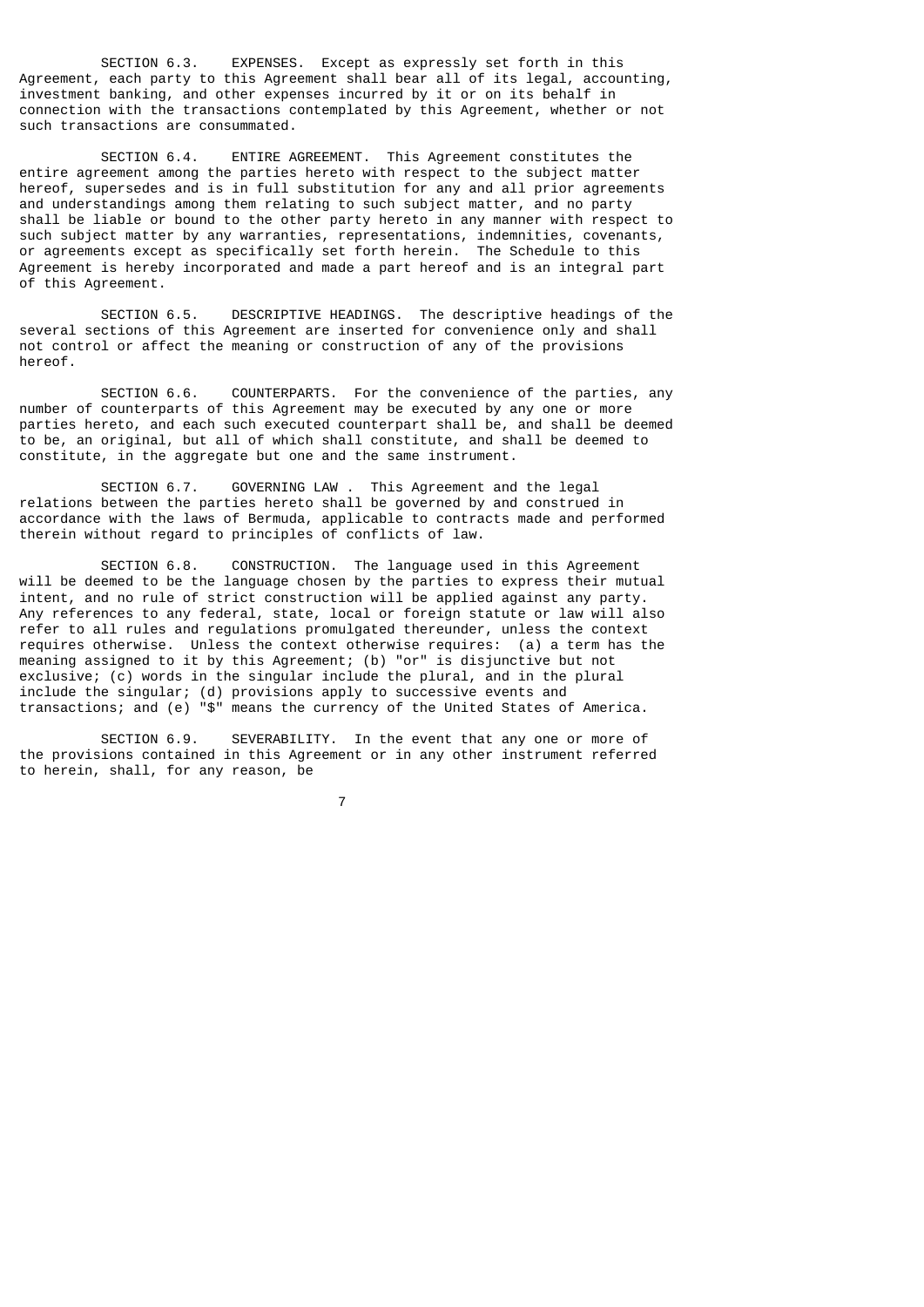SECTION 6.3. EXPENSES. Except as expressly set forth in this Agreement, each party to this Agreement shall bear all of its legal, accounting, investment banking, and other expenses incurred by it or on its behalf in connection with the transactions contemplated by this Agreement, whether or not such transactions are consummated.

SECTION 6.4. ENTIRE AGREEMENT. This Agreement constitutes the entire agreement among the parties hereto with respect to the subject matter hereof, supersedes and is in full substitution for any and all prior agreements and understandings among them relating to such subject matter, and no party shall be liable or bound to the other party hereto in any manner with respect to such subject matter by any warranties, representations, indemnities, covenants, or agreements except as specifically set forth herein. The Schedule to this Agreement is hereby incorporated and made a part hereof and is an integral part of this Agreement.

SECTION 6.5. DESCRIPTIVE HEADINGS. The descriptive headings of the several sections of this Agreement are inserted for convenience only and shall not control or affect the meaning or construction of any of the provisions hereof.

SECTION 6.6. COUNTERPARTS. For the convenience of the parties, any number of counterparts of this Agreement may be executed by any one or more parties hereto, and each such executed counterpart shall be, and shall be deemed to be, an original, but all of which shall constitute, and shall be deemed to constitute, in the aggregate but one and the same instrument.

SECTION 6.7. GOVERNING LAW . This Agreement and the legal relations between the parties hereto shall be governed by and construed in accordance with the laws of Bermuda, applicable to contracts made and performed therein without regard to principles of conflicts of law.

SECTION 6.8. CONSTRUCTION. The language used in this Agreement will be deemed to be the language chosen by the parties to express their mutual intent, and no rule of strict construction will be applied against any party. Any references to any federal, state, local or foreign statute or law will also refer to all rules and regulations promulgated thereunder, unless the context requires otherwise. Unless the context otherwise requires: (a) a term has the meaning assigned to it by this Agreement; (b) "or" is disjunctive but not exclusive; (c) words in the singular include the plural, and in the plural include the singular; (d) provisions apply to successive events and transactions; and (e) "$" means the currency of the United States of America.

SECTION 6.9. SEVERABILITY. In the event that any one or more of the provisions contained in this Agreement or in any other instrument referred to herein, shall, for any reason, be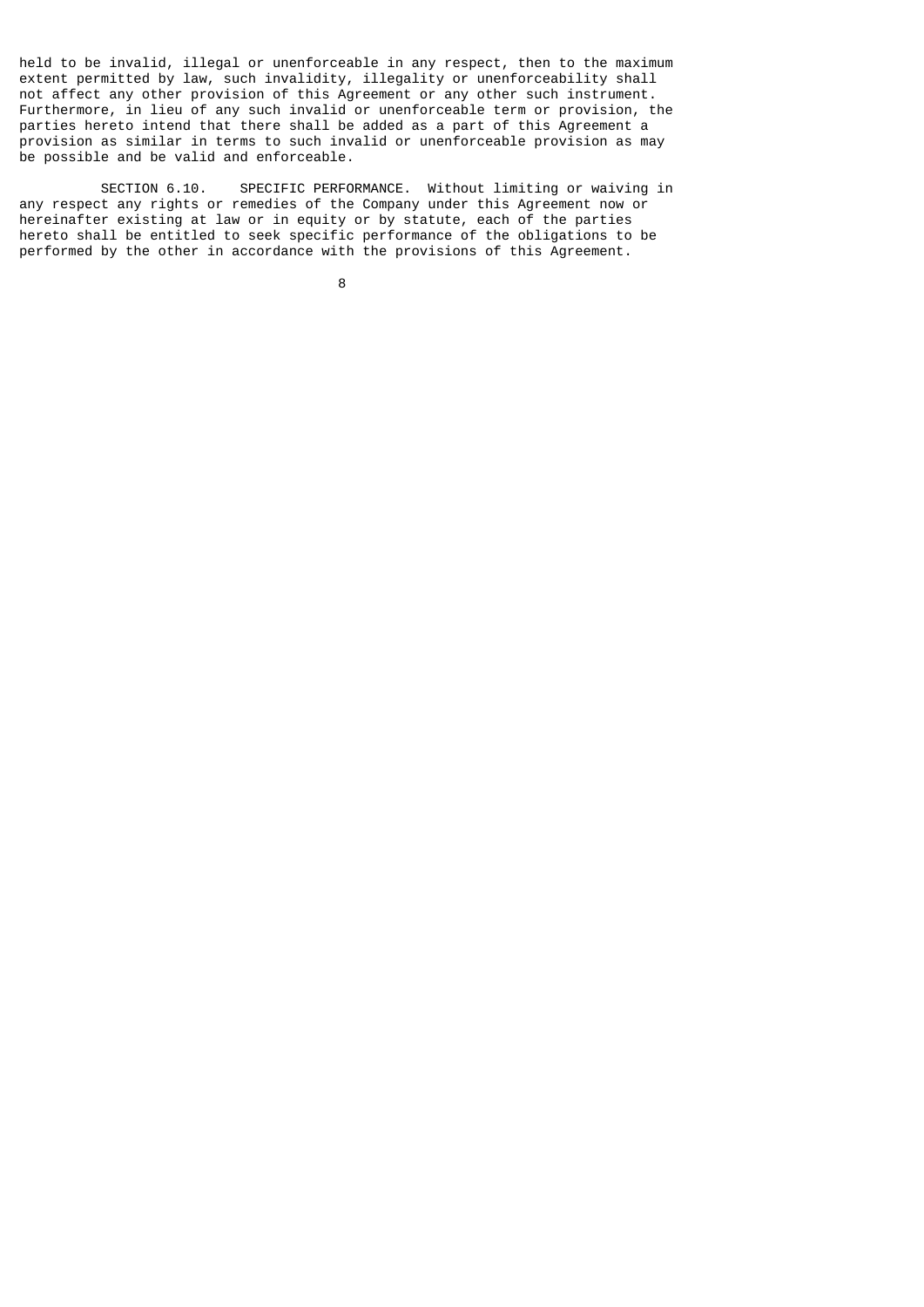held to be invalid, illegal or unenforceable in any respect, then to the maximum extent permitted by law, such invalidity, illegality or unenforceability shall not affect any other provision of this Agreement or any other such instrument. Furthermore, in lieu of any such invalid or unenforceable term or provision, the parties hereto intend that there shall be added as a part of this Agreement a provision as similar in terms to such invalid or unenforceable provision as may be possible and be valid and enforceable.

SECTION 6.10. SPECIFIC PERFORMANCE. Without limiting or waiving in any respect any rights or remedies of the Company under this Agreement now or hereinafter existing at law or in equity or by statute, each of the parties hereto shall be entitled to seek specific performance of the obligations to be performed by the other in accordance with the provisions of this Agreement.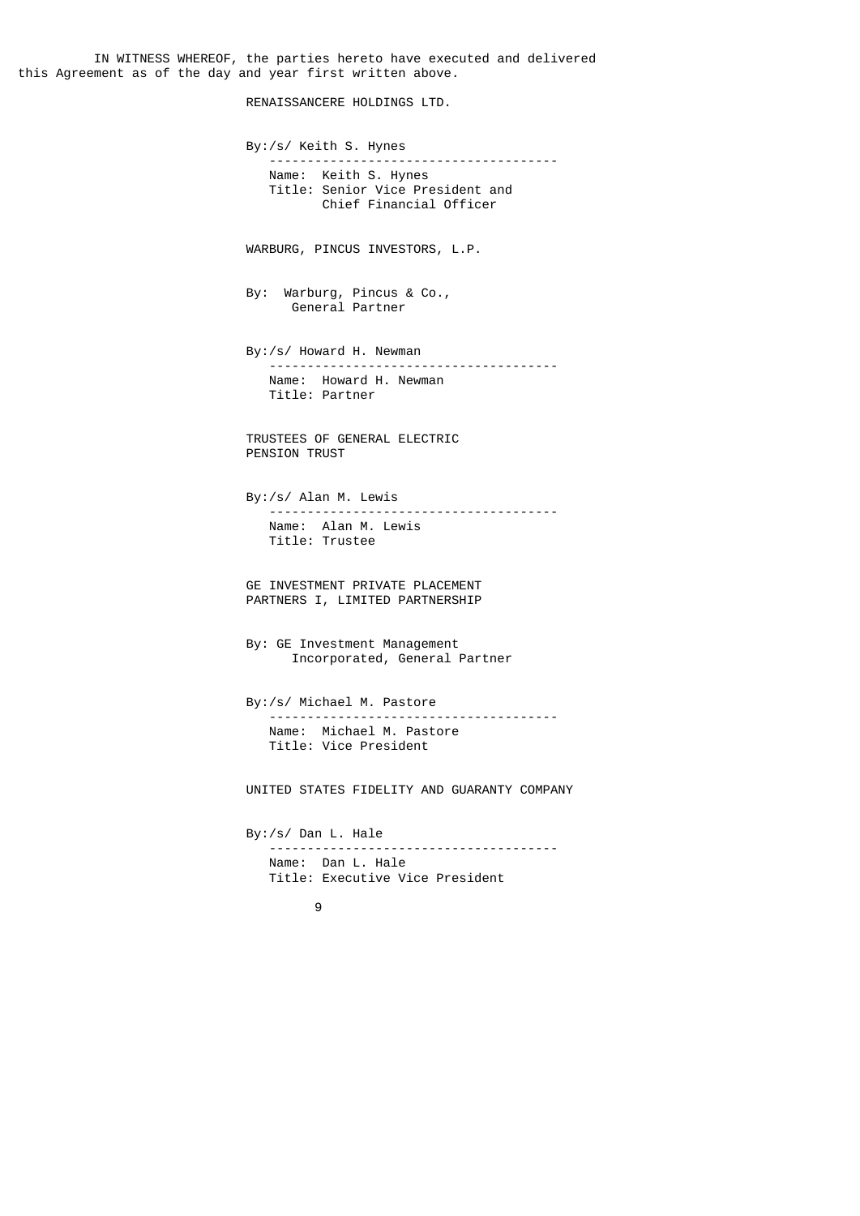IN WITNESS WHEREOF, the parties hereto have executed and delivered this Agreement as of the day and year first written above.

RENAISSANCERE HOLDINGS LTD.

By:/s/ Keith S. Hynes
Name: Keith S. Hynes
Title: Senior Vice President and Chief Financial Officer

WARBURG, PINCUS INVESTORS, L.P.

By: Warburg, Pincus & Co., General Partner

By:/s/ Howard H. Newman
Name: Howard H. Newman
Title: Partner

TRUSTEES OF GENERAL ELECTRIC PENSION TRUST

By:/s/ Alan M. Lewis
Name: Alan M. Lewis
Title: Trustee

GE INVESTMENT PRIVATE PLACEMENT PARTNERS I, LIMITED PARTNERSHIP

By: GE Investment Management Incorporated, General Partner

By:/s/ Michael M. Pastore
Name: Michael M. Pastore
Title: Vice President

UNITED STATES FIDELITY AND GUARANTY COMPANY

By:/s/ Dan L. Hale
Name: Dan L. Hale
Title: Executive Vice President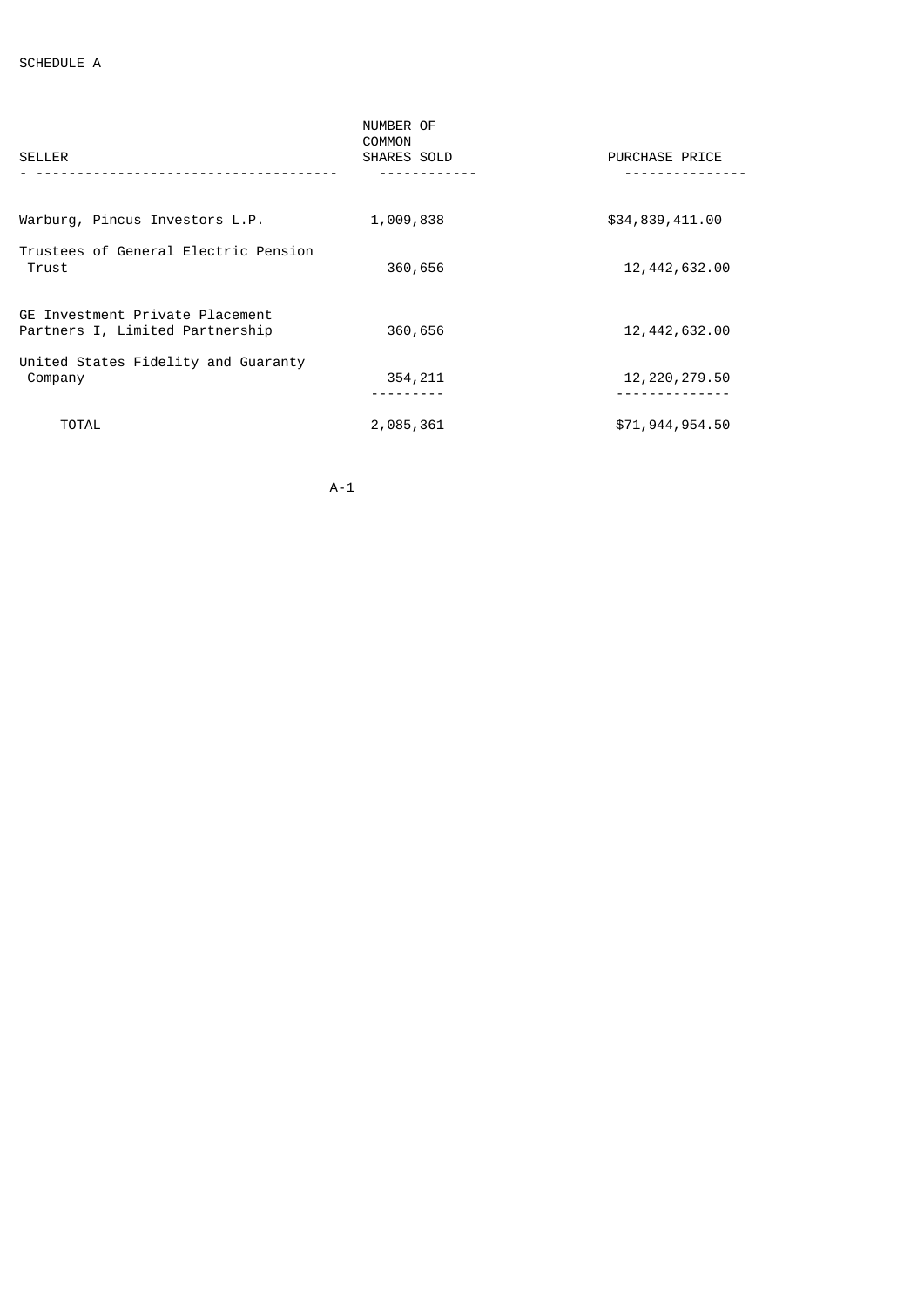SCHEDULE A

| SELLER | NUMBER OF COMMON SHARES SOLD | PURCHASE PRICE |
|---|---|---|
| Warburg, Pincus Investors L.P. | 1,009,838 | $34,839,411.00 |
| Trustees of General Electric Pension Trust | 360,656 | 12,442,632.00 |
| GE Investment Private Placement Partners I, Limited Partnership | 360,656 | 12,442,632.00 |
| United States Fidelity and Guaranty Company | 354,211 | 12,220,279.50 |
| TOTAL | 2,085,361 | $71,944,954.50 |

A-1